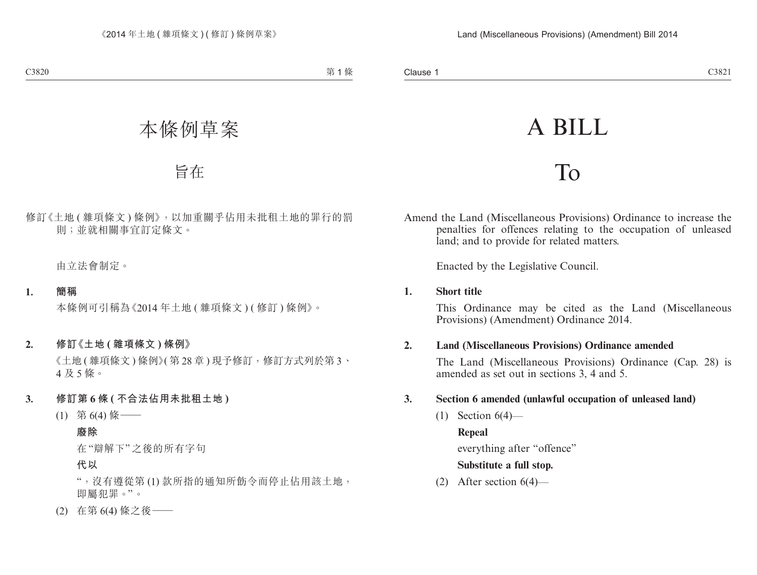# 本條例草案

## 旨在

修訂《土地 ( 雜項條文 ) 條例》，以加重關乎佔用未批租土地的罪行的罰則；並就相關事宜訂定條文。

由立法會制定。

**1. 簡稱**

本條例可引稱為《2014 年土地 ( 雜項條文 ) ( 修訂 ) 條例》。

**2. 修訂《土地 ( 雜項條文 ) 條例》**

《土地 ( 雜項條文 ) 條例》( 第 28 章 ) 現予修訂，修訂方式列於第 3、4 及 5 條。

**3. 修訂第 6 條 ( 不合法佔用未批租土地 )**

(1) 第 6(4) 條——

**廢除**

在 "辯解下" 之後的所有字句

**代以**

"，沒有遵從第 (1) 款所指的通知所飭令而停止佔用該土地，即屬犯罪。"。

(2) 在第 6(4) 條之後——

# A BILL

## To

Amend the Land (Miscellaneous Provisions) Ordinance to increase the penalties for offences relating to the occupation of unleased land; and to provide for related matters.

Enacted by the Legislative Council.

**1. Short title**

This Ordinance may be cited as the Land (Miscellaneous Provisions) (Amendment) Ordinance 2014.

**2. Land (Miscellaneous Provisions) Ordinance amended**

The Land (Miscellaneous Provisions) Ordinance (Cap. 28) is amended as set out in sections 3, 4 and 5.

**3. Section 6 amended (unlawful occupation of unleased land)**

(1) Section 6(4)—

**Repeal**

everything after "offence"

**Substitute a full stop.**

(2) After section 6(4)—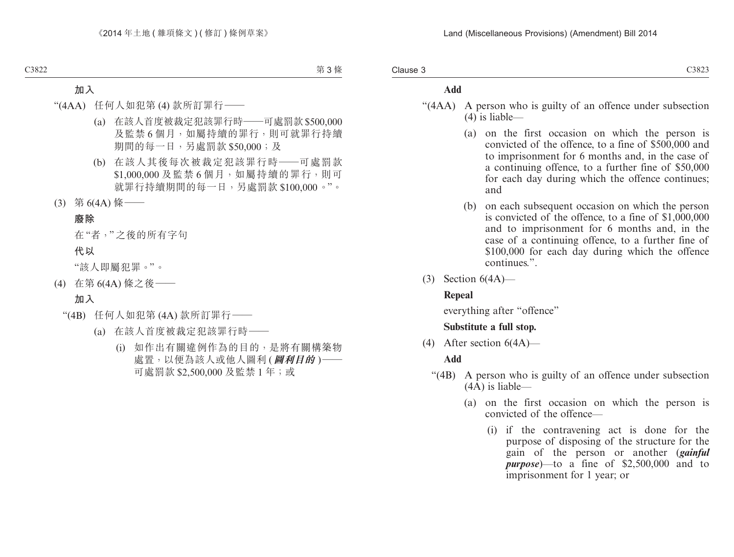**加入**

"(4AA) 任何人如犯第 (4) 款所訂罪行——

(a) 在該人首度被裁定犯該罪行時——可處罰款 $500,000 及監禁 6 個月，如屬持續的罪行，則可就罪行持續期間的每一日，另處罰款 $50,000；及

(b) 在該人其後每次被裁定犯該罪行時——可處罰款 $1,000,000 及監禁 6 個月，如屬持續的罪行，則可就罪行持續期間的每一日，另處罰款 $100,000。"。

(3) 第 6(4A) 條——

**廢除**

在"者，"之後的所有字句

**代以**

"該人即屬犯罪。"。

(4) 在第 6(4A) 條之後——

**加入**

"(4B) 任何人如犯第 (4A) 款所訂罪行——

(a) 在該人首度被裁定犯該罪行時——

(i) 如作出有關違例作為的目的，是將有關構築物處置，以便為該人或他人圖利 (***圖利目的***)——可處罰款 $2,500,000 及監禁 1 年；或

**Add**

"(4AA) A person who is guilty of an offence under subsection (4) is liable—

(a) on the first occasion on which the person is convicted of the offence, to a fine of $500,000 and to imprisonment for 6 months and, in the case of a continuing offence, to a further fine of $50,000 for each day during which the offence continues; and

(b) on each subsequent occasion on which the person is convicted of the offence, to a fine of $1,000,000 and to imprisonment for 6 months and, in the case of a continuing offence, to a further fine of $100,000 for each day during which the offence continues.".

(3) Section 6(4A)—

**Repeal**

everything after "offence"

**Substitute a full stop.**

(4) After section 6(4A)—

**Add**

"(4B) A person who is guilty of an offence under subsection (4A) is liable—

(a) on the first occasion on which the person is convicted of the offence—

(i) if the contravening act is done for the purpose of disposing of the structure for the gain of the person or another (***gainful purpose***)—to a fine of $2,500,000 and to imprisonment for 1 year; or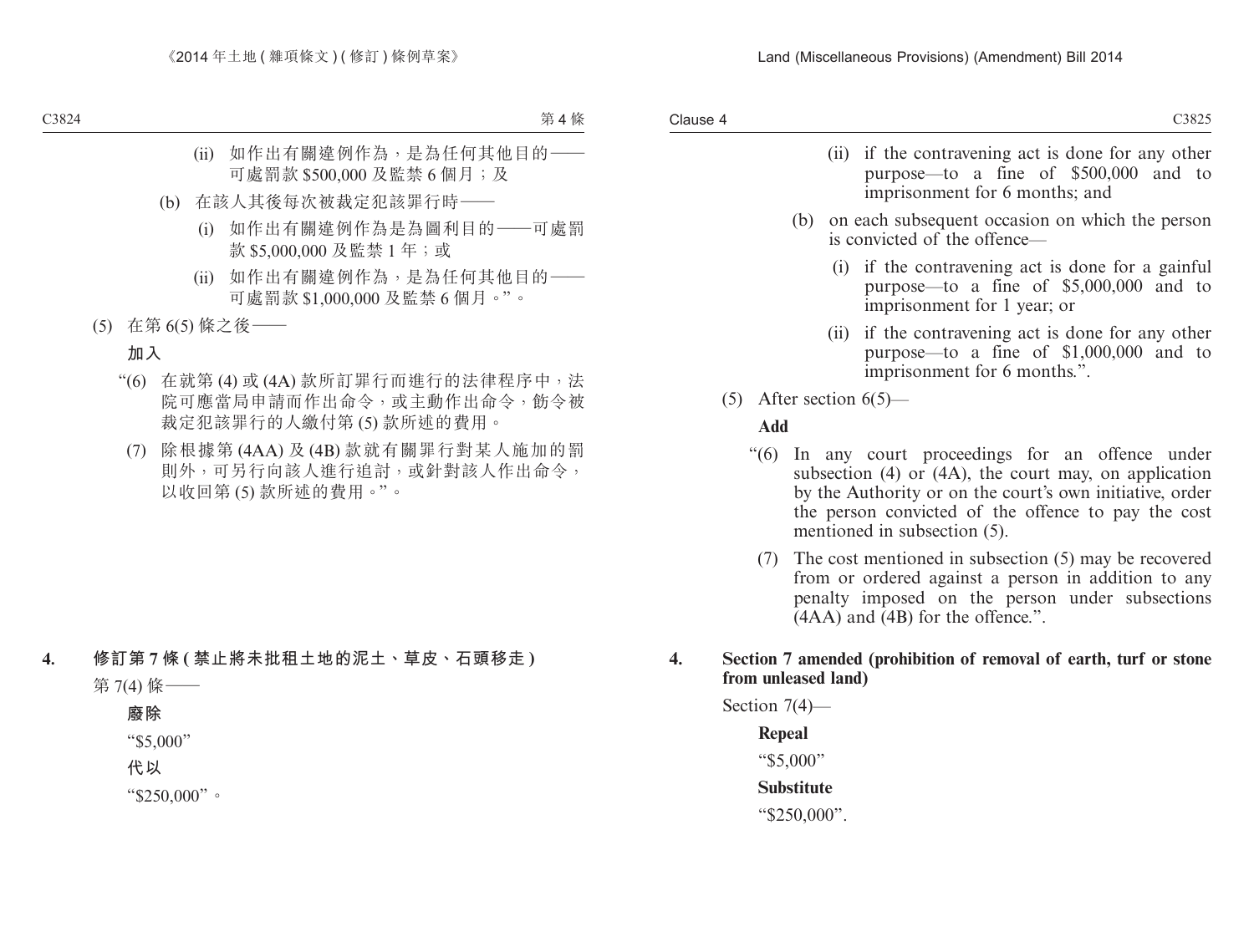(ii) 如作出有關違例作為，是為任何其他目的——可處罰款 $500,000 及監禁 6 個月；及

(b) 在該人其後每次被裁定犯該罪行時——

(i) 如作出有關違例作為是為圖利目的——可處罰款 $5,000,000 及監禁 1 年；或

(ii) 如作出有關違例作為，是為任何其他目的——可處罰款 $1,000,000 及監禁 6 個月。”。

(5) 在第 6(5) 條之後——

**加入**

“(6) 在就第 (4) 或 (4A) 款所訂罪行而進行的法律程序中，法院可應當局申請而作出命令，或主動作出命令，飭令被裁定犯該罪行的人繳付第 (5) 款所述的費用。

(7) 除根據第 (4AA) 及 (4B) 款就有關罪行對某人施加的罰則外，可另行向該人進行追討，或針對該人作出命令，以收回第 (5) 款所述的費用。”。

**4. 修訂第 7 條 (禁止將未批租土地的泥土、草皮、石頭移走)**

第 7(4) 條——

**廢除**

“$5,000”

**代以**

“$250,000”。

(ii) if the contravening act is done for any other purpose—to a fine of $500,000 and to imprisonment for 6 months; and

(b) on each subsequent occasion on which the person is convicted of the offence—

(i) if the contravening act is done for a gainful purpose—to a fine of $5,000,000 and to imprisonment for 1 year; or

(ii) if the contravening act is done for any other purpose—to a fine of $1,000,000 and to imprisonment for 6 months.”.

(5) After section 6(5)—

**Add**

“(6) In any court proceedings for an offence under subsection (4) or (4A), the court may, on application by the Authority or on the court’s own initiative, order the person convicted of the offence to pay the cost mentioned in subsection (5).

(7) The cost mentioned in subsection (5) may be recovered from or ordered against a person in addition to any penalty imposed on the person under subsections (4AA) and (4B) for the offence.”.

**4. Section 7 amended (prohibition of removal of earth, turf or stone from unleased land)**

Section 7(4)—

**Repeal**

“$5,000”

**Substitute**

“$250,000”.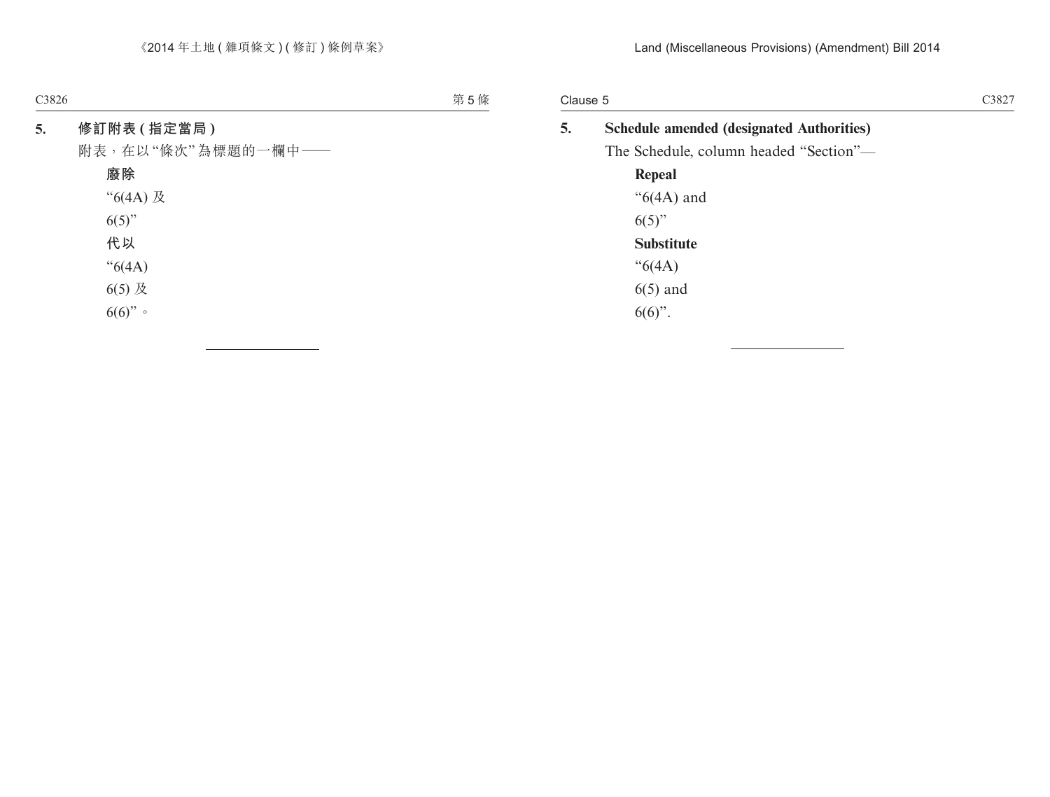**5. 修訂附表 ( 指定當局 )**

附表，在以 “條次” 為標題的一欄中——

**廢除**

“6(4A) 及

6(5)”

**代以**

“6(4A)

6(5) 及

6(6)”。

---

**5. Schedule amended (designated Authorities)**

The Schedule, column headed “Section”—

**Repeal**

“6(4A) and

6(5)”

**Substitute**

“6(4A)

6(5) and

6(6)”.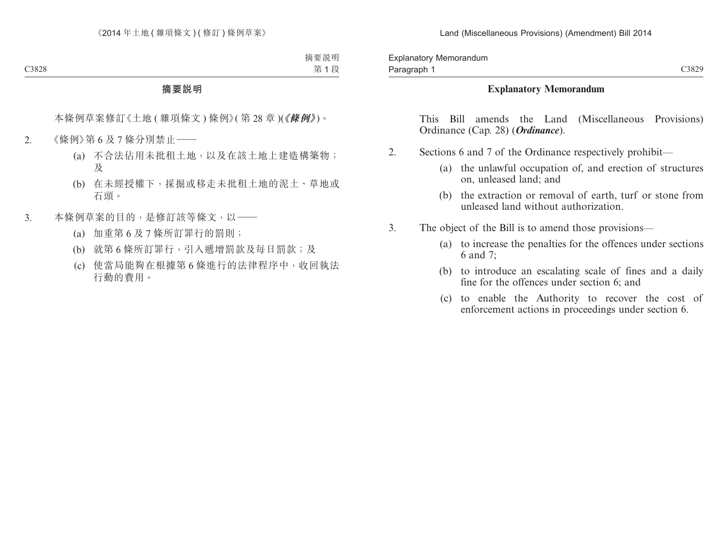## 摘要說明

本條例草案修訂《土地(雜項條文)條例》(第 28 章)(***《條例》***)。

2. 《條例》第 6 及 7 條分別禁止——

   (a) 不合法佔用未批租土地，以及在該土地上建造構築物；及

   (b) 在未經授權下，採掘或移走未批租土地的泥土、草地或石頭。

3. 本條例草案的目的，是修訂該等條文，以——

   (a) 加重第 6 及 7 條所訂罪行的罰則；

   (b) 就第 6 條所訂罪行，引入遞增罰款及每日罰款；及

   (c) 使當局能夠在根據第 6 條進行的法律程序中，收回執法行動的費用。

## Explanatory Memorandum

This Bill amends the Land (Miscellaneous Provisions) Ordinance (Cap. 28) (***Ordinance***).

2. Sections 6 and 7 of the Ordinance respectively prohibit—

   (a) the unlawful occupation of, and erection of structures on, unleased land; and

   (b) the extraction or removal of earth, turf or stone from unleased land without authorization.

3. The object of the Bill is to amend those provisions—

   (a) to increase the penalties for the offences under sections 6 and 7;

   (b) to introduce an escalating scale of fines and a daily fine for the offences under section 6; and

   (c) to enable the Authority to recover the cost of enforcement actions in proceedings under section 6.